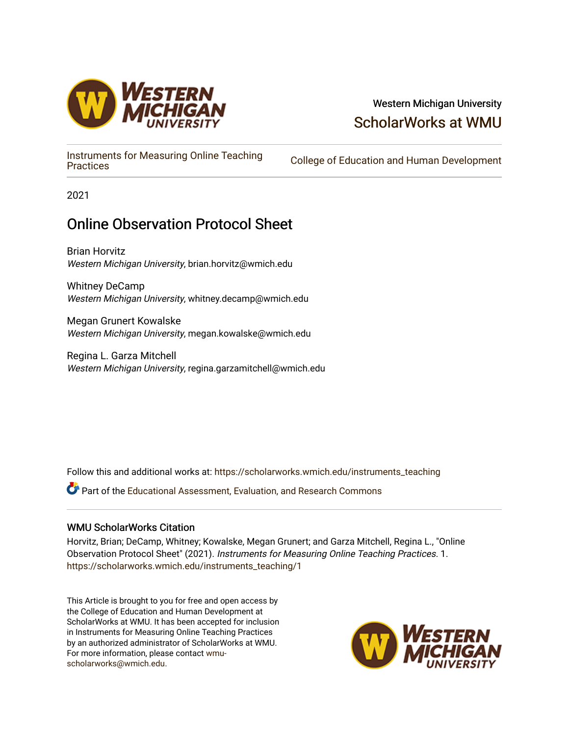Western Michigan University

ScholarWorks at WMU

Instruments for Measuring Online Teaching Practices

College of Education and Human Development

2021

# Online Observation Protocol Sheet

Brian Horvitz
*Western Michigan University*, brian.horvitz@wmich.edu

Whitney DeCamp
*Western Michigan University*, whitney.decamp@wmich.edu

Megan Grunert Kowalske
*Western Michigan University*, megan.kowalske@wmich.edu

Regina L. Garza Mitchell
*Western Michigan University*, regina.garzamitchell@wmich.edu

Follow this and additional works at: https://scholarworks.wmich.edu/instruments_teaching

Part of the Educational Assessment, Evaluation, and Research Commons

### WMU ScholarWorks Citation

Horvitz, Brian; DeCamp, Whitney; Kowalske, Megan Grunert; and Garza Mitchell, Regina L., "Online Observation Protocol Sheet" (2021). *Instruments for Measuring Online Teaching Practices*. 1.
https://scholarworks.wmich.edu/instruments_teaching/1

This Article is brought to you for free and open access by the College of Education and Human Development at ScholarWorks at WMU. It has been accepted for inclusion in Instruments for Measuring Online Teaching Practices by an authorized administrator of ScholarWorks at WMU. For more information, please contact wmu-scholarworks@wmich.edu.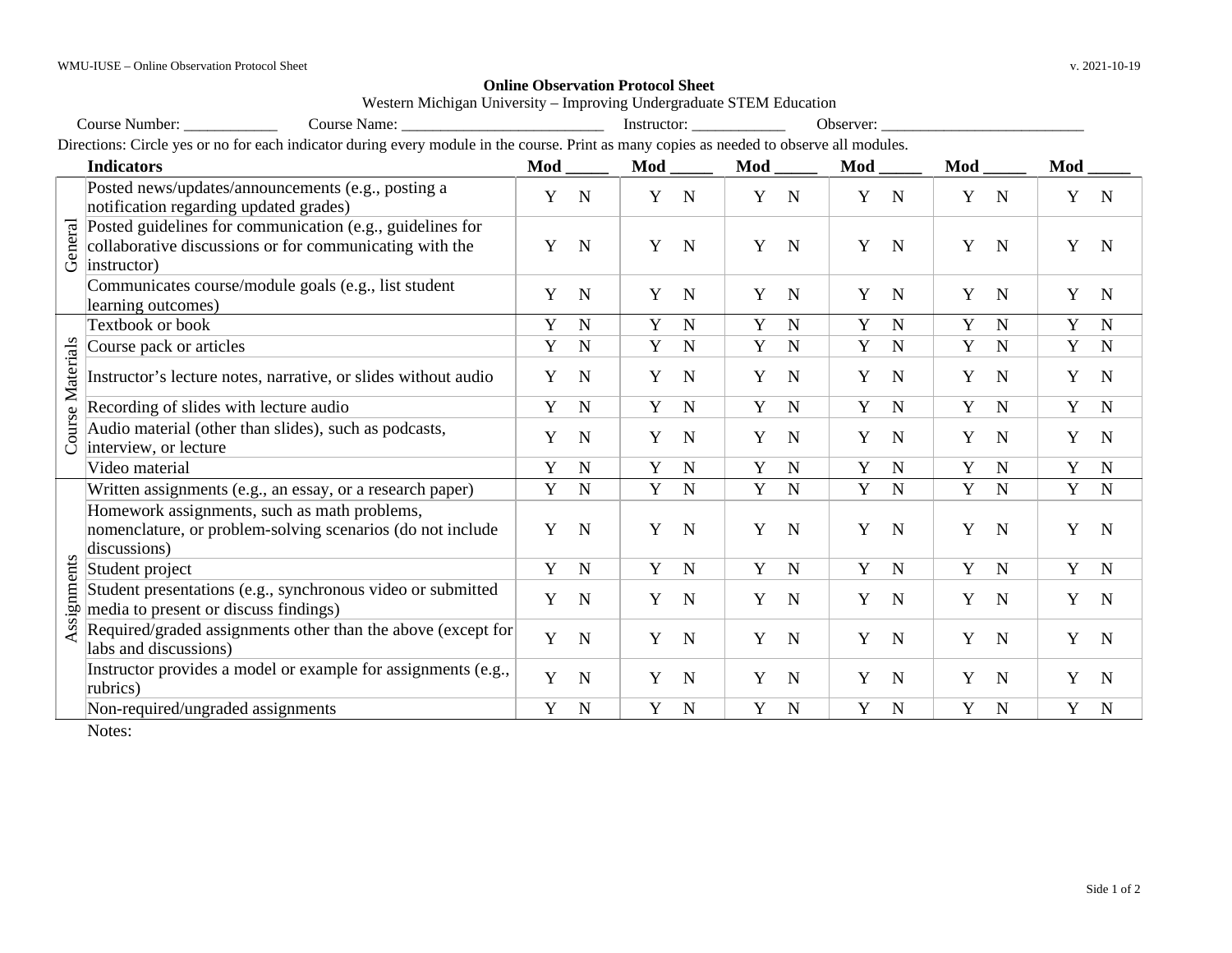**Online Observation Protocol Sheet**

Western Michigan University – Improving Undergraduate STEM Education

Course Number: ____________ Course Name: __________________________ Instructor: ____________ Observer: __________________________

Directions: Circle yes or no for each indicator during every module in the course. Print as many copies as needed to observe all modules.

| | Indicators | Mod _____ | Mod _____ | Mod _____ | Mod _____ | Mod _____ | Mod _____ |
|---|---|---|---|---|---|---|---|
| General | Posted news/updates/announcements (e.g., posting a notification regarding updated grades) | Y N | Y N | Y N | Y N | Y N | Y N |
| | Posted guidelines for communication (e.g., guidelines for collaborative discussions or for communicating with the instructor) | Y N | Y N | Y N | Y N | Y N | Y N |
| | Communicates course/module goals (e.g., list student learning outcomes) | Y N | Y N | Y N | Y N | Y N | Y N |
| Course Materials | Textbook or book | Y N | Y N | Y N | Y N | Y N | Y N |
| | Course pack or articles | Y N | Y N | Y N | Y N | Y N | Y N |
| | Instructor's lecture notes, narrative, or slides without audio | Y N | Y N | Y N | Y N | Y N | Y N |
| | Recording of slides with lecture audio | Y N | Y N | Y N | Y N | Y N | Y N |
| | Audio material (other than slides), such as podcasts, interview, or lecture | Y N | Y N | Y N | Y N | Y N | Y N |
| | Video material | Y N | Y N | Y N | Y N | Y N | Y N |
| Assignments | Written assignments (e.g., an essay, or a research paper) | Y N | Y N | Y N | Y N | Y N | Y N |
| | Homework assignments, such as math problems, nomenclature, or problem-solving scenarios (do not include discussions) | Y N | Y N | Y N | Y N | Y N | Y N |
| | Student project | Y N | Y N | Y N | Y N | Y N | Y N |
| | Student presentations (e.g., synchronous video or submitted media to present or discuss findings) | Y N | Y N | Y N | Y N | Y N | Y N |
| | Required/graded assignments other than the above (except for labs and discussions) | Y N | Y N | Y N | Y N | Y N | Y N |
| | Instructor provides a model or example for assignments (e.g., rubrics) | Y N | Y N | Y N | Y N | Y N | Y N |
| | Non-required/ungraded assignments | Y N | Y N | Y N | Y N | Y N | Y N |

Notes: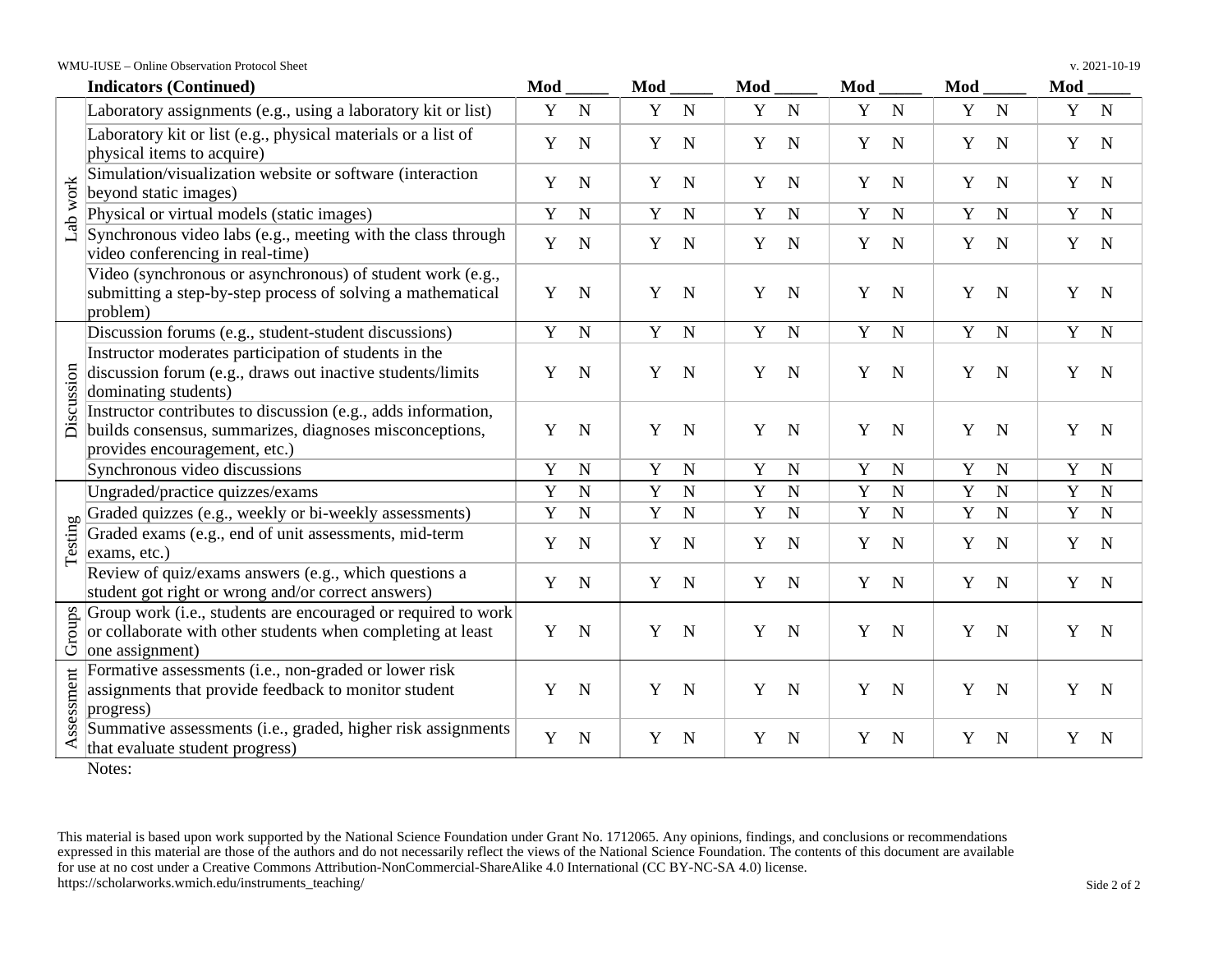| | Indicators (Continued) | Mod _____ | Mod _____ | Mod _____ | Mod _____ | Mod _____ | Mod _____ |
|---|---|---|---|---|---|---|---|
| Lab work | Laboratory assignments (e.g., using a laboratory kit or list) | Y N | Y N | Y N | Y N | Y N | Y N |
| | Laboratory kit or list (e.g., physical materials or a list of physical items to acquire) | Y N | Y N | Y N | Y N | Y N | Y N |
| | Simulation/visualization website or software (interaction beyond static images) | Y N | Y N | Y N | Y N | Y N | Y N |
| | Physical or virtual models (static images) | Y N | Y N | Y N | Y N | Y N | Y N |
| | Synchronous video labs (e.g., meeting with the class through video conferencing in real-time) | Y N | Y N | Y N | Y N | Y N | Y N |
| | Video (synchronous or asynchronous) of student work (e.g., submitting a step-by-step process of solving a mathematical problem) | Y N | Y N | Y N | Y N | Y N | Y N |
| Discussion | Discussion forums (e.g., student-student discussions) | Y N | Y N | Y N | Y N | Y N | Y N |
| | Instructor moderates participation of students in the discussion forum (e.g., draws out inactive students/limits dominating students) | Y N | Y N | Y N | Y N | Y N | Y N |
| | Instructor contributes to discussion (e.g., adds information, builds consensus, summarizes, diagnoses misconceptions, provides encouragement, etc.) | Y N | Y N | Y N | Y N | Y N | Y N |
| | Synchronous video discussions | Y N | Y N | Y N | Y N | Y N | Y N |
| Testing | Ungraded/practice quizzes/exams | Y N | Y N | Y N | Y N | Y N | Y N |
| | Graded quizzes (e.g., weekly or bi-weekly assessments) | Y N | Y N | Y N | Y N | Y N | Y N |
| | Graded exams (e.g., end of unit assessments, mid-term exams, etc.) | Y N | Y N | Y N | Y N | Y N | Y N |
| | Review of quiz/exams answers (e.g., which questions a student got right or wrong and/or correct answers) | Y N | Y N | Y N | Y N | Y N | Y N |
| Groups | Group work (i.e., students are encouraged or required to work or collaborate with other students when completing at least one assignment) | Y N | Y N | Y N | Y N | Y N | Y N |
| Assessment | Formative assessments (i.e., non-graded or lower risk assignments that provide feedback to monitor student progress) | Y N | Y N | Y N | Y N | Y N | Y N |
| | Summative assessments (i.e., graded, higher risk assignments that evaluate student progress) | Y N | Y N | Y N | Y N | Y N | Y N |

Notes:

This material is based upon work supported by the National Science Foundation under Grant No. 1712065. Any opinions, findings, and conclusions or recommendations expressed in this material are those of the authors and do not necessarily reflect the views of the National Science Foundation. The contents of this document are available for use at no cost under a Creative Commons Attribution-NonCommercial-ShareAlike 4.0 International (CC BY-NC-SA 4.0) license.
https://scholarworks.wmich.edu/instruments_teaching/